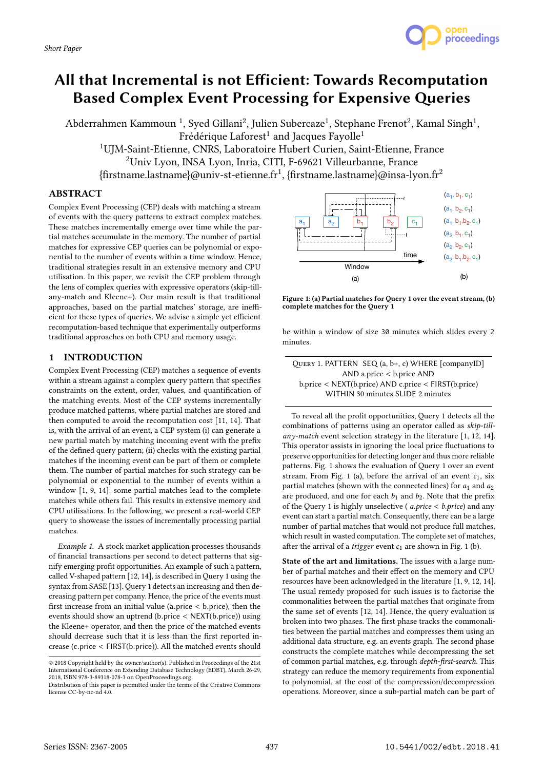Short Paper

# All that Incremental is not Efficient: Towards Recomputation Based Complex Event Processing for Expensive Queries

Abderrahmen Kammoun [1], Syed Gillani[2], Julien Subercaze[1], Stephane Frenot[2], Kamal Singh[1], Frédérique Laforest[1] and Jacques Fayolle[1]

[1]UJM-Saint-Etienne, CNRS, Laboratoire Hubert Curien, Saint-Etienne, France
[2]Univ Lyon, INSA Lyon, Inria, CITI, F-69621 Villeurbanne, France
{firstname.lastname}@univ-st-etienne.fr[1], {firstname.lastname}@insa-lyon.fr[2]

## ABSTRACT

Complex Event Processing (CEP) deals with matching a stream of events with the query patterns to extract complex matches. These matches incrementally emerge over time while the partial matches accumulate in the memory. The number of partial matches for expressive CEP queries can be polynomial or exponential to the number of events within a time window. Hence, traditional strategies result in an extensive memory and CPU utilisation. In this paper, we revisit the CEP problem through the lens of complex queries with expressive operators (skip-till-any-match and Kleene+). Our main result is that traditional approaches, based on the partial matches' storage, are inefficient for these types of queries. We advise a simple yet efficient recomputation-based technique that experimentally outperforms traditional approaches on both CPU and memory usage.

## 1 INTRODUCTION

Complex Event Processing (CEP) matches a sequence of events within a stream against a complex query pattern that specifies constraints on the extent, order, values, and quantification of the matching events. Most of the CEP systems incrementally produce matched patterns, where partial matches are stored and then computed to avoid the recomputation cost [11, 14]. That is, with the arrival of an event, a CEP system (i) can generate a new partial match by matching incoming event with the prefix of the defined query pattern; (ii) checks with the existing partial matches if the incoming event can be part of them or complete them. The number of partial matches for such strategy can be polynomial or exponential to the number of events within a window [1, 9, 14]: some partial matches lead to the complete matches while others fail. This results in extensive memory and CPU utilisations. In the following, we present a real-world CEP query to showcase the issues of incrementally processing partial matches.

*Example 1.* A stock market application processes thousands of financial transactions per second to detect patterns that signify emerging profit opportunities. An example of such a pattern, called V-shaped pattern [12, 14], is described in Query 1 using the syntax from SASE [13]. Query 1 detects an increasing and then decreasing pattern per company. Hence, the price of the events must first increase from an initial value (a.price < b.price), then the events should show an uptrend (b.price < NEXT(b.price)) using the Kleene+ operator, and then the price of the matched events should decrease such that it is less than the first reported increase (c.price < FIRST(b.price)). All the matched events should be within a window of size 30 minutes which slides every 2 minutes.

Figure 1: (a) Partial matches for Query 1 over the event stream, (b) complete matches for the Query 1

QUERY 1. PATTERN SEQ (a, b+, c) WHERE [companyID]
AND a.price < b.price AND
b.price < NEXT(b.price) AND c.price < FIRST(b.price)
WITHIN 30 minutes SLIDE 2 minutes

To reveal all the profit opportunities, Query 1 detects all the combinations of patterns using an operator called as *skip-till-any-match* event selection strategy in the literature [1, 12, 14]. This operator assists in ignoring the local price fluctuations to preserve opportunities for detecting longer and thus more reliable patterns. Fig. 1 shows the evaluation of Query 1 over an event stream. From Fig. 1 (a), before the arrival of an event $c_1$, six partial matches (shown with the connected lines) for $a_1$ and $a_2$ are produced, and one for each $b_1$ and $b_2$. Note that the prefix of the Query 1 is highly unselective ( *a.price* < *b.price*) and any event can start a partial match. Consequently, there can be a large number of partial matches that would not produce full matches, which result in wasted computation. The complete set of matches, after the arrival of a *trigger* event $c_1$ are shown in Fig. 1 (b).

**State of the art and limitations.** The issues with a large number of partial matches and their effect on the memory and CPU resources have been acknowledged in the literature [1, 9, 12, 14]. The usual remedy proposed for such issues is to factorise the commonalities between the partial matches that originate from the same set of events [12, 14]. Hence, the query evaluation is broken into two phases. The first phase tracks the commonalities between the partial matches and compresses them using an additional data structure, e.g. an events graph. The second phase constructs the complete matches while decompressing the set of common partial matches, e.g. through *depth-first-search*. This strategy can reduce the memory requirements from exponential to polynomial, at the cost of the compression/decompression operations. Moreover, since a sub-partial match can be part of

© 2018 Copyright held by the owner/author(s). Published in Proceedings of the 21st International Conference on Extending Database Technology (EDBT), March 26-29, 2018, ISBN 978-3-89318-078-3 on OpenProceedings.org.
Distribution of this paper is permitted under the terms of the Creative Commons license CC-by-nc-nd 4.0.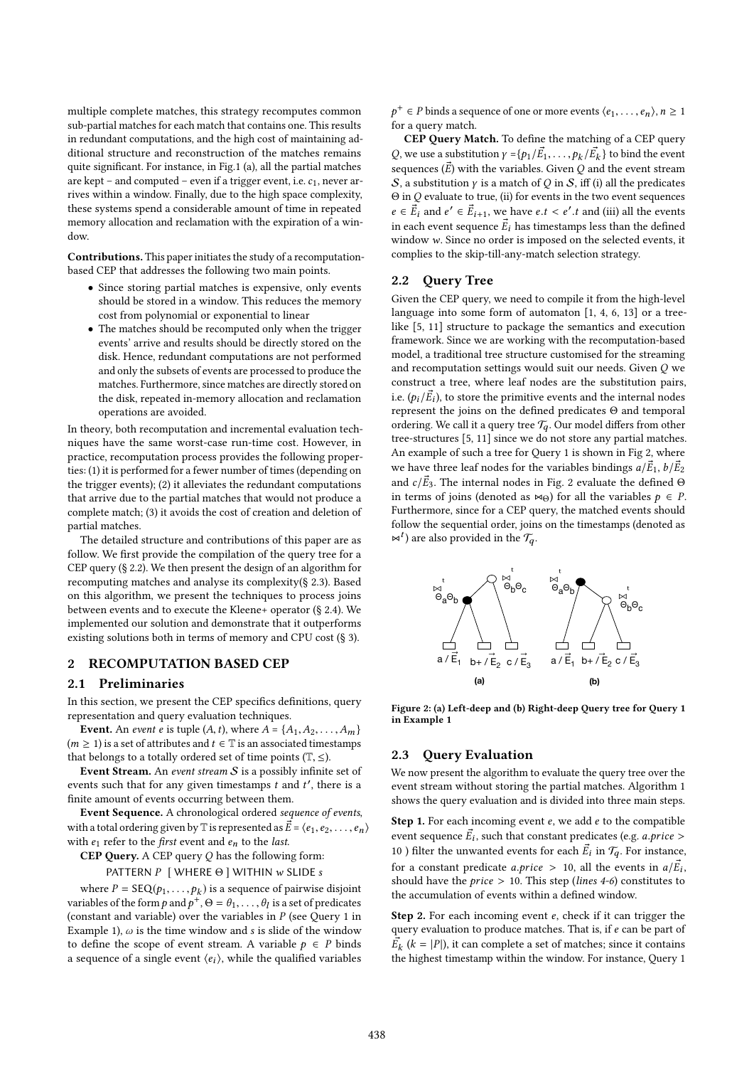multiple complete matches, this strategy recomputes common sub-partial matches for each match that contains one. This results in redundant computations, and the high cost of maintaining additional structure and reconstruction of the matches remains quite significant. For instance, in Fig.1 (a), all the partial matches are kept – and computed – even if a trigger event, i.e. $c_1$, never arrives within a window. Finally, due to the high space complexity, these systems spend a considerable amount of time in repeated memory allocation and reclamation with the expiration of a window.

**Contributions.** This paper initiates the study of a recomputation-based CEP that addresses the following two main points.

- Since storing partial matches is expensive, only events should be stored in a window. This reduces the memory cost from polynomial or exponential to linear
- The matches should be recomputed only when the trigger events' arrive and results should be directly stored on the disk. Hence, redundant computations are not performed and only the subsets of events are processed to produce the matches. Furthermore, since matches are directly stored on the disk, repeated in-memory allocation and reclamation operations are avoided.

In theory, both recomputation and incremental evaluation techniques have the same worst-case run-time cost. However, in practice, recomputation process provides the following properties: (1) it is performed for a fewer number of times (depending on the trigger events); (2) it alleviates the redundant computations that arrive due to the partial matches that would not produce a complete match; (3) it avoids the cost of creation and deletion of partial matches.

The detailed structure and contributions of this paper are as follow. We first provide the compilation of the query tree for a CEP query (§ 2.2). We then present the design of an algorithm for recomputing matches and analyse its complexity(§ 2.3). Based on this algorithm, we present the techniques to process joins between events and to execute the Kleene+ operator (§ 2.4). We implemented our solution and demonstrate that it outperforms existing solutions both in terms of memory and CPU cost (§ 3).

## 2 RECOMPUTATION BASED CEP

### 2.1 Preliminaries

In this section, we present the CEP specifics definitions, query representation and query evaluation techniques.

**Event.** An *event* $e$ is tuple $(A, t)$, where $A = \{A_1, A_2, \ldots, A_m\}$ ($m \geq 1$) is a set of attributes and $t \in \mathbb{T}$ is an associated timestamps that belongs to a totally ordered set of time points $(\mathbb{T}, \leq)$.

**Event Stream.** An *event stream* $\mathcal{S}$ is a possibly infinite set of events such that for any given timestamps $t$ and $t'$, there is a finite amount of events occurring between them.

**Event Sequence.** A chronological ordered *sequence of events*, with a total ordering given by $\mathbb{T}$ is represented as $\vec{E} = \langle e_1, e_2, \ldots, e_n \rangle$ with $e_1$ refer to the *first* event and $e_n$ to the *last*.

**CEP Query.** A CEP query $Q$ has the following form:

PATTERN $P$ [ WHERE $\Theta$ ] WITHIN $w$ SLIDE $s$

where $P = \mathrm{SEQ}(p_1, \ldots, p_k)$ is a sequence of pairwise disjoint variables of the form $p$ and $p^+$, $\Theta = \theta_1, \ldots, \theta_l$ is a set of predicates (constant and variable) over the variables in $P$ (see Query 1 in Example 1), $\omega$ is the time window and $s$ is slide of the window to define the scope of event stream. A variable $p \in P$ binds a sequence of a single event $\langle e_i \rangle$, while the qualified variables $p^+ \in P$ binds a sequence of one or more events $\langle e_1, \ldots, e_n \rangle$, $n \geq 1$ for a query match.

**CEP Query Match.** To define the matching of a CEP query $Q$, we use a substitution $\gamma = \{p_1/\vec{E}_1, \ldots, p_k/\vec{E}_k\}$ to bind the event sequences ($\vec{E}$) with the variables. Given $Q$ and the event stream $\mathcal{S}$, a substitution $\gamma$ is a match of $Q$ in $\mathcal{S}$, iff (i) all the predicates $\Theta$ in $Q$ evaluate to true, (ii) for events in the two event sequences $e \in \vec{E}_i$ and $e' \in \vec{E}_{i+1}$, we have $e.t < e'.t$ and (iii) all the events in each event sequence $\vec{E}_i$ has timestamps less than the defined window $w$. Since no order is imposed on the selected events, it complies to the skip-till-any-match selection strategy.

### 2.2 Query Tree

Given the CEP query, we need to compile it from the high-level language into some form of automaton [1, 4, 6, 13] or a tree-like [5, 11] structure to package the semantics and execution framework. Since we are working with the recomputation-based model, a traditional tree structure customised for the streaming and recomputation settings would suit our needs. Given $Q$ we construct a tree, where leaf nodes are the substitution pairs, i.e. $(p_i/\vec{E}_i)$, to store the primitive events and the internal nodes represent the joins on the defined predicates $\Theta$ and temporal ordering. We call it a query tree $\mathcal{T}_q$. Our model differs from other tree-structures [5, 11] since we do not store any partial matches. An example of such a tree for Query 1 is shown in Fig 2, where we have three leaf nodes for the variables bindings $a/\vec{E}_1$, $b/\vec{E}_2$ and $c/\vec{E}_3$. The internal nodes in Fig. 2 evaluate the defined $\Theta$ in terms of joins (denoted as $\bowtie_\Theta$) for all the variables $p \in P$. Furthermore, since for a CEP query, the matched events should follow the sequential order, joins on the timestamps (denoted as $\bowtie^t$) are also provided in the $\mathcal{T}_q$.

Figure 2: (a) Left-deep and (b) Right-deep Query tree for Query 1 in Example 1

### 2.3 Query Evaluation

We now present the algorithm to evaluate the query tree over the event stream without storing the partial matches. Algorithm 1 shows the query evaluation and is divided into three main steps.

**Step 1.** For each incoming event $e$, we add $e$ to the compatible event sequence $\vec{E}_i$, such that constant predicates (e.g. *a.price* > 10 ) filter the unwanted events for each $\vec{E}_i$ in $\mathcal{T}_q$. For instance, for a constant predicate *a.price* > 10, all the events in $a/\vec{E}_i$, should have the *price* > 10. This step (*lines 4-6*) constitutes to the accumulation of events within a defined window.

**Step 2.** For each incoming event $e$, check if it can trigger the query evaluation to produce matches. That is, if $e$ can be part of $\vec{E}_k$ ($k = |P|$), it can complete a set of matches; since it contains the highest timestamp within the window. For instance, Query 1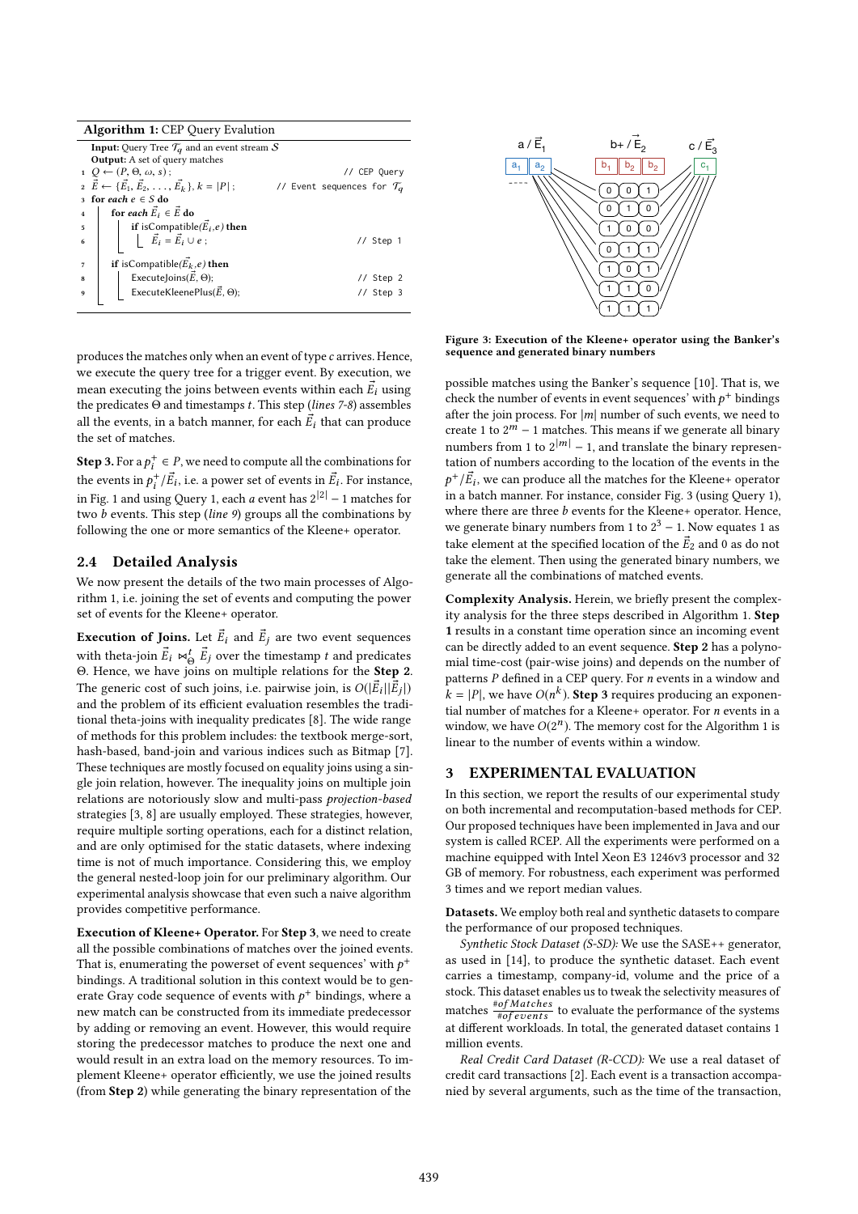**Algorithm 1:** CEP Query Evaluation

```
Input: Query Tree T_q and an event stream S
Output: A set of query matches
1  Q ← (P, Θ, ω, s) ;                                   // CEP Query
2  E⃗ ← {E⃗_1, E⃗_2, ..., E⃗_k}, k = |P| ;            // Event sequences for T_q
3  for each e ∈ S do
4      for each E⃗_i ∈ E⃗ do
5          if isCompatible(E⃗_i, e) then
6              E⃗_i = E⃗_i ∪ e ;                         // Step 1
7      if isCompatible(E⃗_k, e) then
8          ExecuteJoins(E⃗, Θ);                         // Step 2
9          ExecuteKleenePlus(E⃗, Θ);                    // Step 3
```

produces the matches only when an event of type $c$ arrives. Hence, we execute the query tree for a trigger event. By execution, we mean executing the joins between events within each $\vec{E}_i$ using the predicates $\Theta$ and timestamps $t$. This step (*lines 7-8*) assembles all the events, in a batch manner, for each $\vec{E}_i$ that can produce the set of matches.

**Step 3.** For a $p_i^+ \in P$, we need to compute all the combinations for the events in $p_i^+/\vec{E}_i$, i.e. a power set of events in $\vec{E}_i$. For instance, in Fig. 1 and using Query 1, each $a$ event has $2^{|2|} - 1$ matches for two $b$ events. This step (*line 9*) groups all the combinations by following the one or more semantics of the Kleene+ operator.

## 2.4 Detailed Analysis

We now present the details of the two main processes of Algorithm 1, i.e. joining the set of events and computing the power set of events for the Kleene+ operator.

**Execution of Joins.** Let $\vec{E}_i$ and $\vec{E}_j$ are two event sequences with theta-join $\vec{E}_i \bowtie_{\Theta}^{t} \vec{E}_j$ over the timestamp $t$ and predicates $\Theta$. Hence, we have joins on multiple relations for the **Step 2**. The generic cost of such joins, i.e. pairwise join, is $O(|\vec{E}_i||\vec{E}_j|)$ and the problem of its efficient evaluation resembles the traditional theta-joins with inequality predicates [8]. The wide range of methods for this problem includes: the textbook merge-sort, hash-based, band-join and various indices such as Bitmap [7]. These techniques are mostly focused on equality joins using a single join relation, however. The inequality joins on multiple join relations are notoriously slow and multi-pass *projection-based* strategies [3, 8] are usually employed. These strategies, however, require multiple sorting operations, each for a distinct relation, and are only optimised for the static datasets, where indexing time is not of much importance. Considering this, we employ the general nested-loop join for our preliminary algorithm. Our experimental analysis showcase that even such a naive algorithm provides competitive performance.

**Execution of Kleene+ Operator.** For **Step 3**, we need to create all the possible combinations of matches over the joined events. That is, enumerating the powerset of event sequences' with $p^+$ bindings. A traditional solution in this context would be to generate Gray code sequence of events with $p^+$ bindings, where a new match can be constructed from its immediate predecessor by adding or removing an event. However, this would require storing the predecessor matches to produce the next one and would result in an extra load on the memory resources. To implement Kleene+ operator efficiently, we use the joined results (from **Step 2**) while generating the binary representation of the

**Figure 3: Execution of the Kleene+ operator using the Banker's sequence and generated binary numbers**

possible matches using the Banker's sequence [10]. That is, we check the number of events in event sequences' with $p^+$ bindings after the join process. For $|m|$ number of such events, we need to create 1 to $2^m - 1$ matches. This means if we generate all binary numbers from 1 to $2^{|m|} - 1$, and translate the binary representation of numbers according to the location of the events in the $p^+/\vec{E}_i$, we can produce all the matches for the Kleene+ operator in a batch manner. For instance, consider Fig. 3 (using Query 1), where there are three $b$ events for the Kleene+ operator. Hence, we generate binary numbers from 1 to $2^3 - 1$. Now equates 1 as take element at the specified location of the $\vec{E}_2$ and 0 as do not take the element. Then using the generated binary numbers, we generate all the combinations of matched events.

**Complexity Analysis.** Herein, we briefly present the complexity analysis for the three steps described in Algorithm 1. **Step 1** results in a constant time operation since an incoming event can be directly added to an event sequence. **Step 2** has a polynomial time-cost (pair-wise joins) and depends on the number of patterns $P$ defined in a CEP query. For $n$ events in a window and $k = |P|$, we have $O(n^k)$. **Step 3** requires producing an exponential number of matches for a Kleene+ operator. For $n$ events in a window, we have $O(2^n)$. The memory cost for the Algorithm 1 is linear to the number of events within a window.

# 3 EXPERIMENTAL EVALUATION

In this section, we report the results of our experimental study on both incremental and recomputation-based methods for CEP. Our proposed techniques have been implemented in Java and our system is called RCEP. All the experiments were performed on a machine equipped with Intel Xeon E3 1246v3 processor and 32 GB of memory. For robustness, each experiment was performed 3 times and we report median values.

**Datasets.** We employ both real and synthetic datasets to compare the performance of our proposed techniques.

*Synthetic Stock Dataset (S-SD):* We use the SASE++ generator, as used in [14], to produce the synthetic dataset. Each event carries a timestamp, company-id, volume and the price of a stock. This dataset enables us to tweak the selectivity measures of matches $\frac{\#of Matches}{\#of events}$ to evaluate the performance of the systems at different workloads. In total, the generated dataset contains 1 million events.

*Real Credit Card Dataset (R-CCD):* We use a real dataset of credit card transactions [2]. Each event is a transaction accompanied by several arguments, such as the time of the transaction,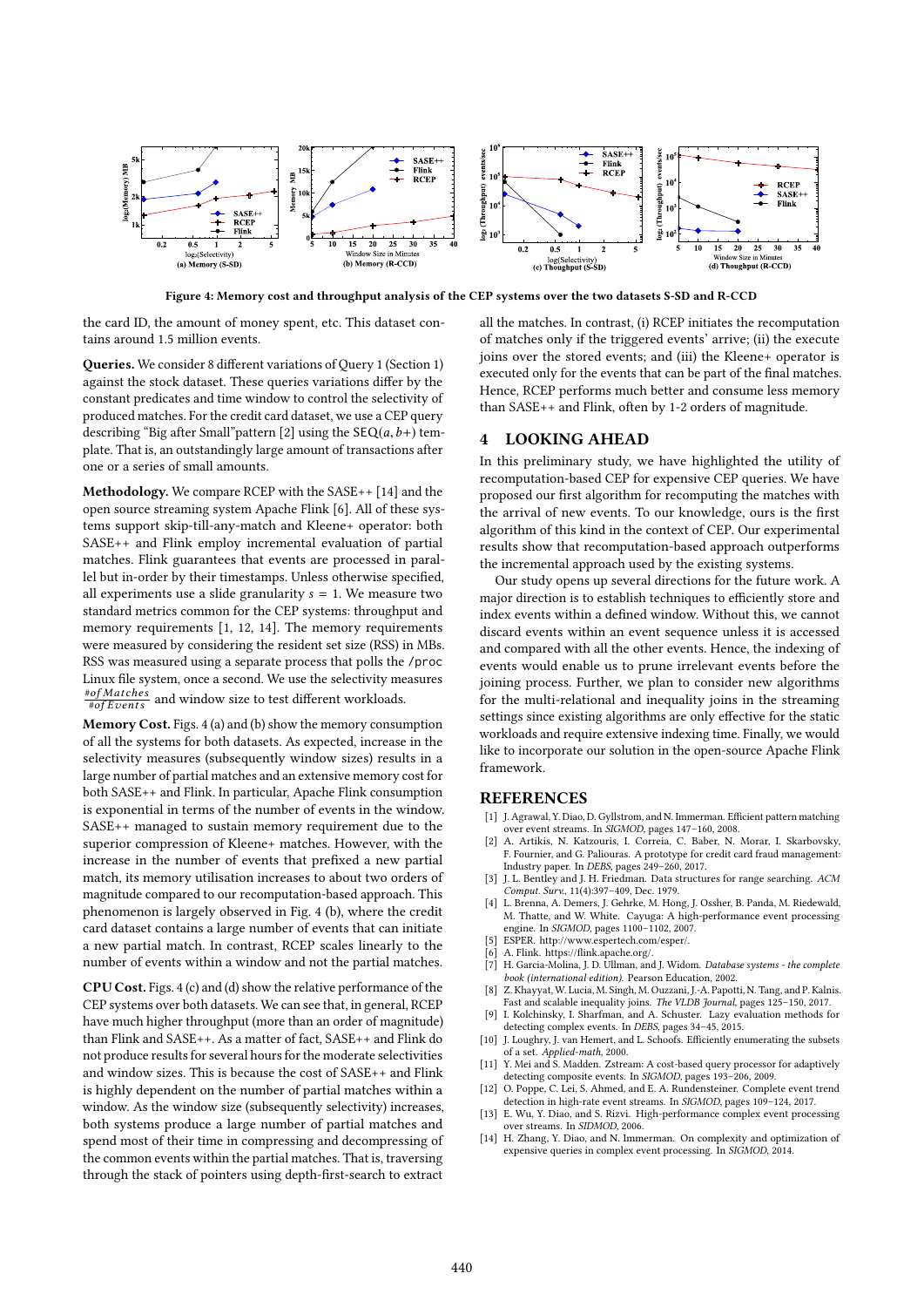5k
2k
1k
log₂(Memory) MB
0.2 0.5 1 2 5
log₂(Selectivity)
SASE++
RCEP
Flink
(a) Memory (S-SD)

20k
15k
10k
5k
0
Memory MB
5 10 15 20 25 30 35 40
Window Size in Minutes
SASE++
Flink
RCEP
(b) Memory (R-CCD)

$10^6$
$10^5$
$10^4$
$10^3$
log₂ (Throughput) events/sec
0.2 0.5 1 2 5
log(Selectivity)
SASE++
Flink
RCEP
(c) Thoughput (S-SD)

$10^5$
$10^4$
$10^3$
$10^2$
log₂ (Throughput) events/sec
5 10 15 20 25 30 35 40
Window Size in Minutes
RCEP
SASE++
Flink
(d) Thoughput (R-CCD)

**Figure 4: Memory cost and throughput analysis of the CEP systems over the two datasets S-SD and R-CCD**

the card ID, the amount of money spent, etc. This dataset contains around 1.5 million events.

**Queries.** We consider 8 different variations of Query 1 (Section 1) against the stock dataset. These queries variations differ by the constant predicates and time window to control the selectivity of produced matches. For the credit card dataset, we use a CEP query describing "Big after Small"pattern [2] using the SEQ$(a, b+)$ template. That is, an outstandingly large amount of transactions after one or a series of small amounts.

**Methodology.** We compare RCEP with the SASE++ [14] and the open source streaming system Apache Flink [6]. All of these systems support skip-till-any-match and Kleene+ operator: both SASE++ and Flink employ incremental evaluation of partial matches. Flink guarantees that events are processed in parallel but in-order by their timestamps. Unless otherwise specified, all experiments use a slide granularity $s = 1$. We measure two standard metrics common for the CEP systems: throughput and memory requirements [1, 12, 14]. The memory requirements were measured by considering the resident set size (RSS) in MBs. RSS was measured using a separate process that polls the /proc Linux file system, once a second. We use the selectivity measures $\frac{\#of\,Matches}{\#of\,Events}$ and window size to test different workloads.

**Memory Cost.** Figs. 4 (a) and (b) show the memory consumption of all the systems for both datasets. As expected, increase in the selectivity measures (subsequently window sizes) results in a large number of partial matches and an extensive memory cost for both SASE++ and Flink. In particular, Apache Flink consumption is exponential in terms of the number of events in the window. SASE++ managed to sustain memory requirement due to the superior compression of Kleene+ matches. However, with the increase in the number of events that prefixed a new partial match, its memory utilisation increases to about two orders of magnitude compared to our recomputation-based approach. This phenomenon is largely observed in Fig. 4 (b), where the credit card dataset contains a large number of events that can initiate a new partial match. In contrast, RCEP scales linearly to the number of events within a window and not the partial matches.

**CPU Cost.** Figs. 4 (c) and (d) show the relative performance of the CEP systems over both datasets. We can see that, in general, RCEP have much higher throughput (more than an order of magnitude) than Flink and SASE++. As a matter of fact, SASE++ and Flink do not produce results for several hours for the moderate selectivities and window sizes. This is because the cost of SASE++ and Flink is highly dependent on the number of partial matches within a window. As the window size (subsequently selectivity) increases, both systems produce a large number of partial matches and spend most of their time in compressing and decompressing of the common events within the partial matches. That is, traversing through the stack of pointers using depth-first-search to extract all the matches. In contrast, (i) RCEP initiates the recomputation of matches only if the triggered events' arrive; (ii) the execute joins over the stored events; and (iii) the Kleene+ operator is executed only for the events that can be part of the final matches. Hence, RCEP performs much better and consume less memory than SASE++ and Flink, often by 1-2 orders of magnitude.

## 4 LOOKING AHEAD

In this preliminary study, we have highlighted the utility of recomputation-based CEP for expensive CEP queries. We have proposed our first algorithm for recomputing the matches with the arrival of new events. To our knowledge, ours is the first algorithm of this kind in the context of CEP. Our experimental results show that recomputation-based approach outperforms the incremental approach used by the existing systems.

Our study opens up several directions for the future work. A major direction is to establish techniques to efficiently store and index events within a defined window. Without this, we cannot discard events within an event sequence unless it is accessed and compared with all the other events. Hence, the indexing of events would enable us to prune irrelevant events before the joining process. Further, we plan to consider new algorithms for the multi-relational and inequality joins in the streaming settings since existing algorithms are only effective for the static workloads and require extensive indexing time. Finally, we would like to incorporate our solution in the open-source Apache Flink framework.

## REFERENCES

- [1] J. Agrawal, Y. Diao, D. Gyllstrom, and N. Immerman. Efficient pattern matching over event streams. In *SIGMOD*, pages 147–160, 2008.
- [2] A. Artikis, N. Katzouris, I. Correia, C. Baber, N. Morar, I. Skarbovsky, F. Fournier, and G. Paliouras. A prototype for credit card fraud management: Industry paper. In *DEBS*, pages 249–260, 2017.
- [3] J. L. Bentley and J. H. Friedman. Data structures for range searching. *ACM Comput. Surv.*, 11(4):397–409, Dec. 1979.
- [4] L. Brenna, A. Demers, J. Gehrke, M. Hong, J. Ossher, B. Panda, M. Riedewald, M. Thatte, and W. White. Cayuga: A high-performance event processing engine. In *SIGMOD*, pages 1100–1102, 2007.
- [5] ESPER. http://www.espertech.com/esper/.
- [6] A. Flink. https://flink.apache.org/.
- [7] H. Garcia-Molina, J. D. Ullman, and J. Widom. *Database systems - the complete book (international edition)*. Pearson Education, 2002.
- [8] Z. Khayyat, W. Lucia, M. Singh, M. Ouzzani, J.-A. Papotti, N. Tang, and P. Kalnis. Fast and scalable inequality joins. *The VLDB Journal*, pages 125–150, 2017.
- [9] I. Kolchinsky, I. Sharfman, and A. Schuster. Lazy evaluation methods for detecting complex events. In *DEBS*, pages 34–45, 2015.
- [10] J. Loughry, J. van Hemert, and L. Schoofs. Efficiently enumerating the subsets of a set. *Applied-math*, 2000.
- [11] Y. Mei and S. Madden. Zstream: A cost-based query processor for adaptively detecting composite events. In *SIGMOD*, pages 193–206, 2009.
- [12] O. Poppe, C. Lei, S. Ahmed, and E. A. Rundensteiner. Complete event trend detection in high-rate event streams. In *SIGMOD*, pages 109–124, 2017.
- [13] E. Wu, Y. Diao, and S. Rizvi. High-performance complex event processing over streams. In *SIDMOD*, 2006.
- [14] H. Zhang, Y. Diao, and N. Immerman. On complexity and optimization of expensive queries in complex event processing. In *SIGMOD*, 2014.